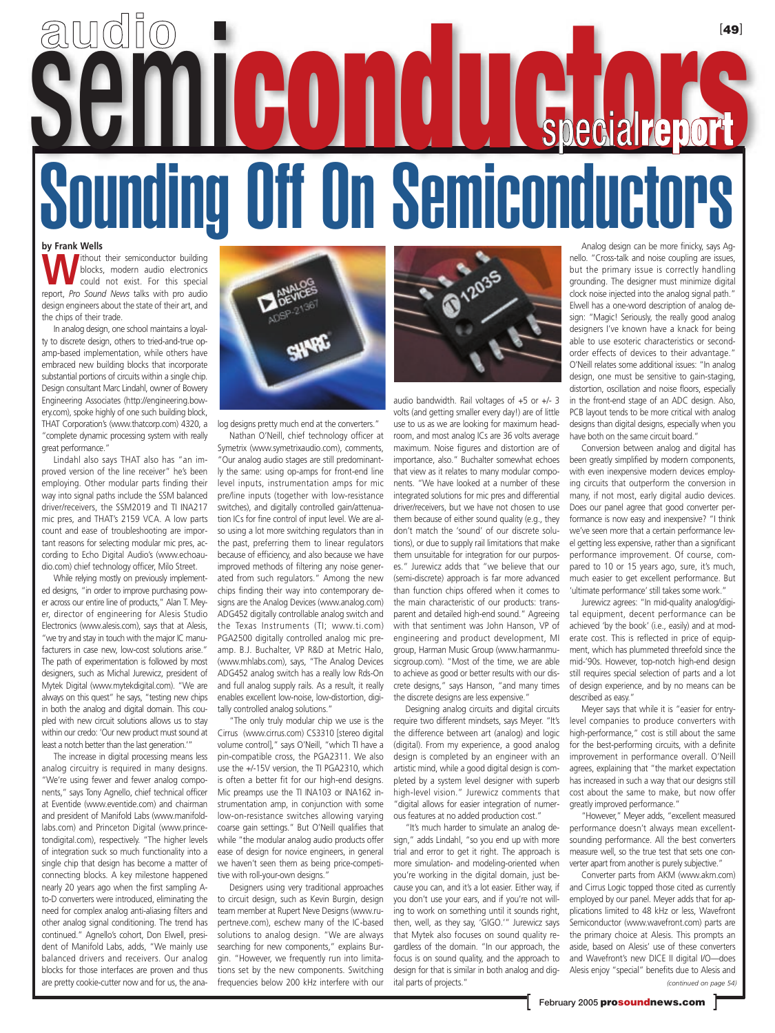# audio semiconductors special report

# Sounding Off On Semiconductors

**by Frank Wells**

Without their semiconductor building blocks, modern audio electronics could not exist. For this special report, *Pro Sound News* talks with pro audio design engineers about the state of their art, and the chips of their trade.

In analog design, one school maintains a loyalty to discrete design, others to tried-and-true op-amp-based implementation, while others have embraced new building blocks that incorporate substantial portions of circuits within a single chip. Design consultant Marc Lindahl, owner of Bowery Engineering Associates (http://engineering.bowery.com), spoke highly of one such building block, THAT Corporation's (www.thatcorp.com) 4320, a "complete dynamic processing system with really great performance."

Lindahl also says THAT also has "an improved version of the line receiver" he's been employing. Other modular parts finding their way into signal paths include the SSM balanced driver/receivers, the SSM2019 and TI INA217 mic pres, and THAT's 2159 VCA. A low parts count and ease of troubleshooting are important reasons for selecting modular mic pres, according to Echo Digital Audio's (www.echoaudio.com) chief technology officer, Milo Street.

While relying mostly on previously implemented designs, "in order to improve purchasing power across our entire line of products," Alan T. Meyer, director of engineering for Alesis Studio Electronics (www.alesis.com), says that at Alesis, "we try and stay in touch with the major IC manufacturers in case new, low-cost solutions arise." The path of experimentation is followed by most designers, such as Michal Jurewicz, president of Mytek Digital (www.mytekdigital.com). "We are always on this quest" he says, "testing new chips in both the analog and digital domain. This coupled with new circuit solutions allows us to stay within our credo: 'Our new product must sound at least a notch better than the last generation.'"

The increase in digital processing means less analog circuitry is required in many designs. "We're using fewer and fewer analog components," says Tony Agnello, chief technical officer at Eventide (www.eventide.com) and chairman and president of Manifold Labs (www.manifoldlabs.com) and Princeton Digital (www.princetondigital.com), respectively. "The higher levels of integration suck so much functionality into a single chip that design has become a matter of connecting blocks. A key milestone happened nearly 20 years ago when the first sampling A-to-D converters were introduced, eliminating the need for complex analog anti-aliasing filters and other analog signal conditioning. The trend has continued." Agnello's cohort, Don Elwell, president of Manifold Labs, adds, "We mainly use balanced drivers and receivers. Our analog blocks for those interfaces are proven and thus are pretty cookie-cutter now and for us, the analog designs pretty much end at the converters."

Nathan O'Neill, chief technology officer at Symetrix (www.symetrixaudio.com), comments, "Our analog audio stages are still predominantly the same: using op-amps for front-end line level inputs, instrumentation amps for mic pre/line inputs (together with low-resistance switches), and digitally controlled gain/attenuation ICs for fine control of input level. We are also using a lot more switching regulators than in the past, preferring them to linear regulators because of efficiency, and also because we have improved methods of filtering any noise generated from such regulators." Among the new chips finding their way into contemporary designs are the Analog Devices (www.analog.com) ADG452 digitally controllable analog switch and the Texas Instruments (TI; www.ti.com) PGA2500 digitally controlled analog mic preamp. B.J. Buchalter, VP R&D at Metric Halo, (www.mhlabs.com), says, "The Analog Devices ADG452 analog switch has a really low Rds-On and full analog supply rails. As a result, it really enables excellent low-noise, low-distortion, digitally controlled analog solutions."

"The only truly modular chip we use is the Cirrus (www.cirrus.com) CS3310 [stereo digital volume control]," says O'Neill, "which TI have a pin-compatible cross, the PGA2311. We also use the +/-15V version, the TI PGA2310, which is often a better fit for our high-end designs. Mic preamps use the TI INA103 or INA162 instrumentation amp, in conjunction with some low-on-resistance switches allowing varying coarse gain settings." But O'Neill qualifies that while "the modular analog audio products offer ease of design for novice engineers, in general we haven't seen them as being price-competitive with roll-your-own designs."

Designers using very traditional approaches to circuit design, such as Kevin Burgin, design team member at Rupert Neve Designs (www.rupertneve.com), eschew many of the IC-based solutions to analog design. "We are always searching for new components," explains Burgin. "However, we frequently run into limitations set by the new components. Switching frequencies below 200 kHz interfere with our audio bandwidth. Rail voltages of +5 or +/- 3 volts (and getting smaller every day!) are of little use to us as we are looking for maximum headroom, and most analog ICs are 36 volts average maximum. Noise figures and distortion are of importance, also." Buchalter somewhat echoes that view as it relates to many modular components. "We have looked at a number of these integrated solutions for mic pres and differential driver/receivers, but we have not chosen to use them because of either sound quality (e.g., they don't match the 'sound' of our discrete solutions), or due to supply rail limitations that make them unsuitable for integration for our purposes." Jurewicz adds that "we believe that our (semi-discrete) approach is far more advanced than function chips offered when it comes to the main characteristic of our products: transparent and detailed high-end sound." Agreeing with that sentiment was John Hanson, VP of engineering and product development, MI group, Harman Music Group (www.harmanmusicgroup.com). "Most of the time, we are able to achieve as good or better results with our discrete designs," says Hanson, "and many times the discrete designs are less expensive."

Designing analog circuits and digital circuits require two different mindsets, says Meyer. "It's the difference between art (analog) and logic (digital). From my experience, a good analog design is completed by an engineer with an artistic mind, while a good digital design is completed by a system level designer with superb high-level vision." Jurewicz comments that "digital allows for easier integration of numerous features at no added production cost."

"It's much harder to simulate an analog design," adds Lindahl, "so you end up with more trial and error to get it right. The approach is more simulation- and modeling-oriented when you're working in the digital domain, just because you can, and it's a lot easier. Either way, if you don't use your ears, and if you're not willing to work on something until it sounds right, then, well, as they say, 'GIGO.'" Jurewicz says that Mytek also focuses on sound quality regardless of the domain. "In our approach, the focus is on sound quality, and the approach to design for that is similar in both analog and digital parts of projects."

Analog design can be more finicky, says Agnello. "Cross-talk and noise coupling are issues, but the primary issue is correctly handling grounding. The designer must minimize digital clock noise injected into the analog signal path." Elwell has a one-word description of analog design: "Magic! Seriously, the really good analog designers I've known have a knack for being able to use esoteric characteristics or second-order effects of devices to their advantage." O'Neill relates some additional issues: "In analog design, one must be sensitive to gain-staging, distortion, oscillation and noise floors, especially in the front-end stage of an ADC design. Also, PCB layout tends to be more critical with analog designs than digital designs, especially when you have both on the same circuit board."

Conversion between analog and digital has been greatly simplified by modern components, with even inexpensive modern devices employing circuits that outperform the conversion in many, if not most, early digital audio devices. Does our panel agree that good converter performance is now easy and inexpensive? "I think we've seen more that a certain performance level getting less expensive, rather than a significant performance improvement. Of course, compared to 10 or 15 years ago, sure, it's much, much easier to get excellent performance. But 'ultimate performance' still takes some work."

Jurewicz agrees: "In mid-quality analog/digital equipment, decent performance can be achieved 'by the book' (i.e., easily) and at moderate cost. This is reflected in price of equipment, which has plummeted threefold since the mid-'90s. However, top-notch high-end design still requires special selection of parts and a lot of design experience, and by no means can be described as easy."

Meyer says that while it is "easier for entry-level companies to produce converters with high-performance," cost is still about the same for the best-performing circuits, with a definite improvement in performance overall. O'Neill agrees, explaining that "the market expectation has increased in such a way that our designs still cost about the same to make, but now offer greatly improved performance."

"However," Meyer adds, "excellent measured performance doesn't always mean excellent-sounding performance. All the best converters measure well, so the true test that sets one converter apart from another is purely subjective."

Converter parts from AKM (www.akm.com) and Cirrus Logic topped those cited as currently employed by our panel. Meyer adds that for applications limited to 48 kHz or less, Wavefront Semiconductor (www.wavefront.com) parts are the primary choice at Alesis. This prompts an aside, based on Alesis' use of these converters and Wavefront's new DICE II digital I/O—does Alesis enjoy "special" benefits due to Alesis and

*(continued on page 54)*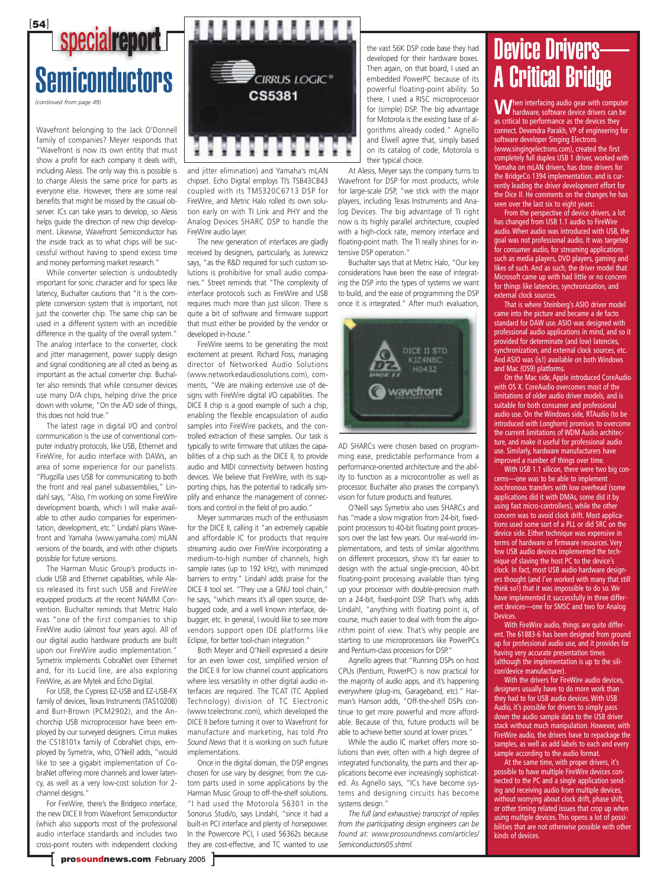# special report

# Semiconductors

*(continued from page 49)*

Wavefront belonging to the Jack O'Donnell family of companies? Meyer responds that "Wavefront is now its own entity that must show a profit for each company it deals with, including Alesis. The only way this is possible is to charge Alesis the same price for parts as everyone else. However, there are some real benefits that might be missed by the casual observer. ICs can take years to develop, so Alesis helps guide the direction of new chip development. Likewise, Wavefront Semiconductor has the inside track as to what chips will be successful without having to spend excess time and money performing market research."

While converter selection is undoubtedly important for sonic character and for specs like latency, Buchalter cautions that "it is the complete conversion system that is important, not just the converter chip. The same chip can be used in a different system with an incredible difference in the quality of the overall system." The analog interface to the converter, clock and jitter management, power supply design and signal conditioning are all cited as being as important as the actual converter chip. Buchalter also reminds that while consumer devices use many D/A chips, helping drive the price down with volume, "On the A/D side of things, this does not hold true."

The latest rage in digital I/O and control communication is the use of conventional computer industry protocols, like USB, Ethernet and FireWire, for audio interface with DAWs, an area of some experience for our panelists. "Plugzilla uses USB for communicating to both the front and rear panel subassemblies," Lindahl says, "Also, I'm working on some FireWire development boards, which I will make available to other audio companies for experimentation, development, etc." Lindahl plans Wavefront and Yamaha (www.yamaha.com) mLAN versions of the boards, and with other chipsets possible for future versions.

The Harman Music Group's products include USB and Ethernet capabilities, while Alesis released its first such USB and FireWire equipped products at the recent NAMM Convention. Buchalter reminds that Metric Halo was "one of the first companies to ship FireWire audio (almost four years ago). All of our digital audio hardware products are built upon our FireWire audio implementation." Symetrix implements CobraNet over Ethernet and, for its Lucid line, are also exploring FireWire, as are Mytek and Echo Digital.

For USB, the Cypress EZ-USB and EZ-USB-FX family of devices, Texas Instruments (TAS1020B) and Burr-Brown (PCM2902), and the Anchorchip USB microprocessor have been employed by our surveyed designers. Cirrus makes the CS18101x family of CobraNet chips, employed by Symetrix, who, O'Neill adds, "would like to see a gigabit implementation of CobraNet offering more channels and lower latency, as well as a very low-cost solution for 2-channel designs."

For FireWire, there's the Bridgeco interface, the new DICE II from Wavefront Semiconductor (which also supports most of the professional audio interface standards and includes two cross-point routers with independent clocking and jitter elimination) and Yamaha's mLAN chipset. Echo Digital employs TI's TSB43CB43 coupled with its TMS320C6713 DSP for FireWire, and Metric Halo rolled its own solution early on with TI Link and PHY and the Analog Devices SHARC DSP to handle the FireWire audio layer.

The new generation of interfaces are gladly received by designers, particularly, as Jurewicz says, "as the R&D required for such custom solutions is prohibitive for small audio companies." Street reminds that "The complexity of interface protocols such as FireWire and USB requires much more than just silicon. There is quite a bit of software and firmware support that must either be provided by the vendor or developed in-house."

FireWire seems to be generating the most excitement at present. Richard Foss, managing director of Networked Audio Solutions (www.networkedaudiosolutions.com), comments, "We are making extensive use of designs with FireWire digital I/O capabilities. The DICE II chip is a good example of such a chip, enabling the flexible encapsulation of audio samples into FireWire packets, and the controlled extraction of these samples. Our task is typically to write firmware that utilizes the capabilities of a chip such as the DICE II, to provide audio and MIDI connectivity between hosting devices. We believe that FireWire, with its supporting chips, has the potential to radically simplify and enhance the management of connections and control in the field of pro audio."

Meyer summarizes much of the enthusiasm for the DICE II, calling it "an extremely capable and affordable IC for products that require streaming audio over FireWire incorporating a medium-to-high number of channels, high sample rates (up to 192 kHz), with minimized barriers to entry." Lindahl adds praise for the DICE II tool set. "They use a GNU tool chain," he says, "which means it's all open source, debugged code, and a well known interface, debugger, etc. In general, I would like to see more vendors support open IDE platforms like Eclipse, for better tool-chain integration."

Both Meyer and O'Neill expressed a desire for an even lower cost, simplified version of the DICE II for low channel count applications where less versatility in other digital audio interfaces are required. The TCAT (TC Applied Technology) division of TC Electronic (www.tcelectronic.com), which developed the DICE II before turning it over to Wavefront for manufacture and marketing, has told *Pro Sound News* that it is working on such future implementations.

Once in the digital domain, the DSP engines chosen for use vary by designer, from the custom parts used in some applications by the Harman Music Group to off-the-shelf solutions. "I had used the Motorola 56301 in the Sonorus Studi/o, says Lindahl, "since it had a built-in PCI interface and plenty of horsepower. In the Powercore PCI, I used 56362s because they are cost-effective, and TC wanted to use the vast 56K DSP code base they had developed for their hardware boxes. Then again, on that board, I used an embedded PowerPC because of its powerful floating-point ability. So there, I used a RISC microprocessor for (simple) DSP. The big advantage for Motorola is the existing base of algorithms already coded." Agnello and Elwell agree that, simply based on its catalog of code, Motorola is their typical choice.

At Alesis, Meyer says the company turns to Wavefront for DSP for most products, while for large-scale DSP, "we stick with the major players, including Texas Instruments and Analog Devices. The big advantage of TI right now is its highly parallel architecture, coupled with a high-clock rate, memory interface and floating-point math. The TI really shines for intensive DSP operation."

Buchalter says that at Metric Halo, "Our key considerations have been the ease of integrating the DSP into the types of systems we want to build, and the ease of programming the DSP once it is integrated." After much evaluation, AD SHARCs were chosen based on programming ease, predictable performance from a performance-oriented architecture and the ability to function as a microcontroller as well as processor. Buchalter also praises the company's vision for future products and features.

O'Neill says Symetrix also uses SHARCs and has "made a slow migration from 24-bit, fixed-point processors to 40-bit floating point processors over the last few years. Our real-world implementations, and tests of similar algorithms on different processors, show it's far easier to design with the actual single-precision, 40-bit floating-point processing available than tying up your processor with double-precision math on a 24-bit, fixed-point DSP. That's why, adds Lindahl, "anything with floating point is, of course, much easier to deal with from the algorithm point of view. That's why people are starting to use microprocessors like PowerPCs and Pentium-class processors for DSP."

Agnello agrees that "Running DSPs on host CPUs (Pentium, PowerPC) is now practical for the majority of audio apps, and it's happening everywhere (plug-ins, Garageband, etc)." Harman's Hanson adds, "Off-the-shelf DSPs continue to get more powerful and more affordable. Because of this, future products will be able to achieve better sound at lower prices."

While the audio IC market offers more solutions than ever, often with a high degree of integrated functionality, the parts and their applications become ever increasingly sophisticated. As Agnello says, "ICs have become systems and designing circuits has become systems design."

*The full (and exhaustive) transcript of replies from the participating design engineers can be found at: www.prosoundnews.com/articles/Semiconductors05.shtml.*

# Device Drivers—A Critical Bridge

When interfacing audio gear with computer hardware, software device drivers can be as critical to performance as the devices they connect. Devendra Parakh, VP of engineering for software developer Singing Electrons (www.singingelectrons.com), created the first completely full duplex USB 1 driver, worked with Yamaha on mLAN drivers, has done drivers for the BridgeCo 1394 implementation, and is currently leading the driver development effort for the Dice II. He comments on the changes he has seen over the last six to eight years:

From the perspective of device drivers, a lot has changed from USB 1.1 audio to FireWire audio. When audio was introduced with USB, the goal was not professional audio. It was targeted for consumer audio, for streaming applications such as media players, DVD players, gaming and likes of such. And as such, the driver model that Microsoft came up with had little or no concern for things like latencies, synchronization, and external clock sources.

That is where Steinberg's ASIO driver model came into the picture and became a de facto standard for DAW use. ASIO was designed with professional audio applications in mind, and so it provided for determinate (and low) latencies, synchronization, and external clock sources, etc. And ASIO was (is!) available on both Windows and Mac (OS9) platforms.

On the Mac side, Apple introduced CoreAudio with OS X. CoreAudio overcomes most of the limitations of older audio driver models, and is suitable for both consumer and professional audio use. On the Windows side, RTAudio (to be introduced with Longhorn) promises to overcome the current limitations of WDM Audio architecture, and make it useful for professional audio use. Similarly, hardware manufacturers have improved a number of things over time.

With USB 1.1 silicon, there were two big concerns—one was to be able to implement isochronous transfers with low overhead (some applications did it with DMAs, some did it by using fast micro-controllers), while the other concern was to avoid clock drift. Most applications used some sort of a PLL or did SRC on the device side. Either technique was expensive in terms of hardware or firmware resources. Very few USB audio devices implemented the technique of slaving the host PC to the device's clock. In fact, most USB audio hardware designers thought (and I've worked with many that still think so!) that it was impossible to do so. We have implemented it successfully in three different devices—one for SMSC and two for Analog Devices.

With FireWire audio, things are quite different. The 61883-6 has been designed from ground up for professional audio use, and it provides for having very accurate presentation times (although the implementation is up to the silicon/device manufacturer).

With the drivers for FireWire audio devices, designers usually have to do more work than they had to for USB audio devices. With USB Audio, it's possible for drivers to simply pass down the audio sample data to the USB driver stack without much manipulation. However, with FireWire audio, the drivers have to repackage the samples, as well as add labels to each and every sample according to the audio format.

At the same time, with proper drivers, it's possible to have multiple FireWire devices connected to the PC and a single application sending and receiving audio from multiple devices, without worrying about clock drift, phase shift, or other timing related issues that crop up when using multiple devices. This opens a lot of possibilities that are not otherwise possible with other kinds of devices.